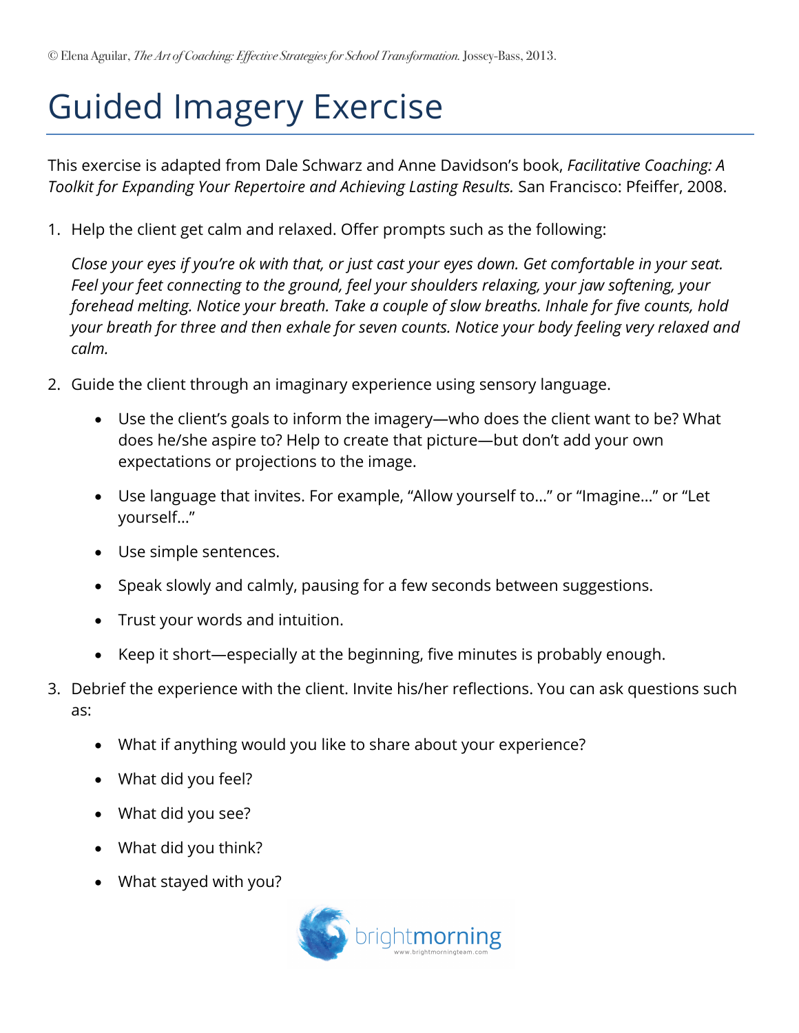© Elena Aguilar, *The Art of Coaching: Effective Strategies for School Transformation.* Jossey-Bass, 2013.

# Guided Imagery Exercise

This exercise is adapted from Dale Schwarz and Anne Davidson's book, *Facilitative Coaching: A Toolkit for Expanding Your Repertoire and Achieving Lasting Results.* San Francisco: Pfeiffer, 2008.

1. Help the client get calm and relaxed. Offer prompts such as the following:

   *Close your eyes if you're ok with that, or just cast your eyes down. Get comfortable in your seat. Feel your feet connecting to the ground, feel your shoulders relaxing, your jaw softening, your forehead melting. Notice your breath. Take a couple of slow breaths. Inhale for five counts, hold your breath for three and then exhale for seven counts. Notice your body feeling very relaxed and calm.*

2. Guide the client through an imaginary experience using sensory language.

   - Use the client's goals to inform the imagery—who does the client want to be? What does he/she aspire to? Help to create that picture—but don't add your own expectations or projections to the image.
   - Use language that invites. For example, "Allow yourself to…" or "Imagine…" or "Let yourself…"
   - Use simple sentences.
   - Speak slowly and calmly, pausing for a few seconds between suggestions.
   - Trust your words and intuition.
   - Keep it short—especially at the beginning, five minutes is probably enough.

3. Debrief the experience with the client. Invite his/her reflections. You can ask questions such as:

   - What if anything would you like to share about your experience?
   - What did you feel?
   - What did you see?
   - What did you think?
   - What stayed with you?

brightmorning
www.brightmorningteam.com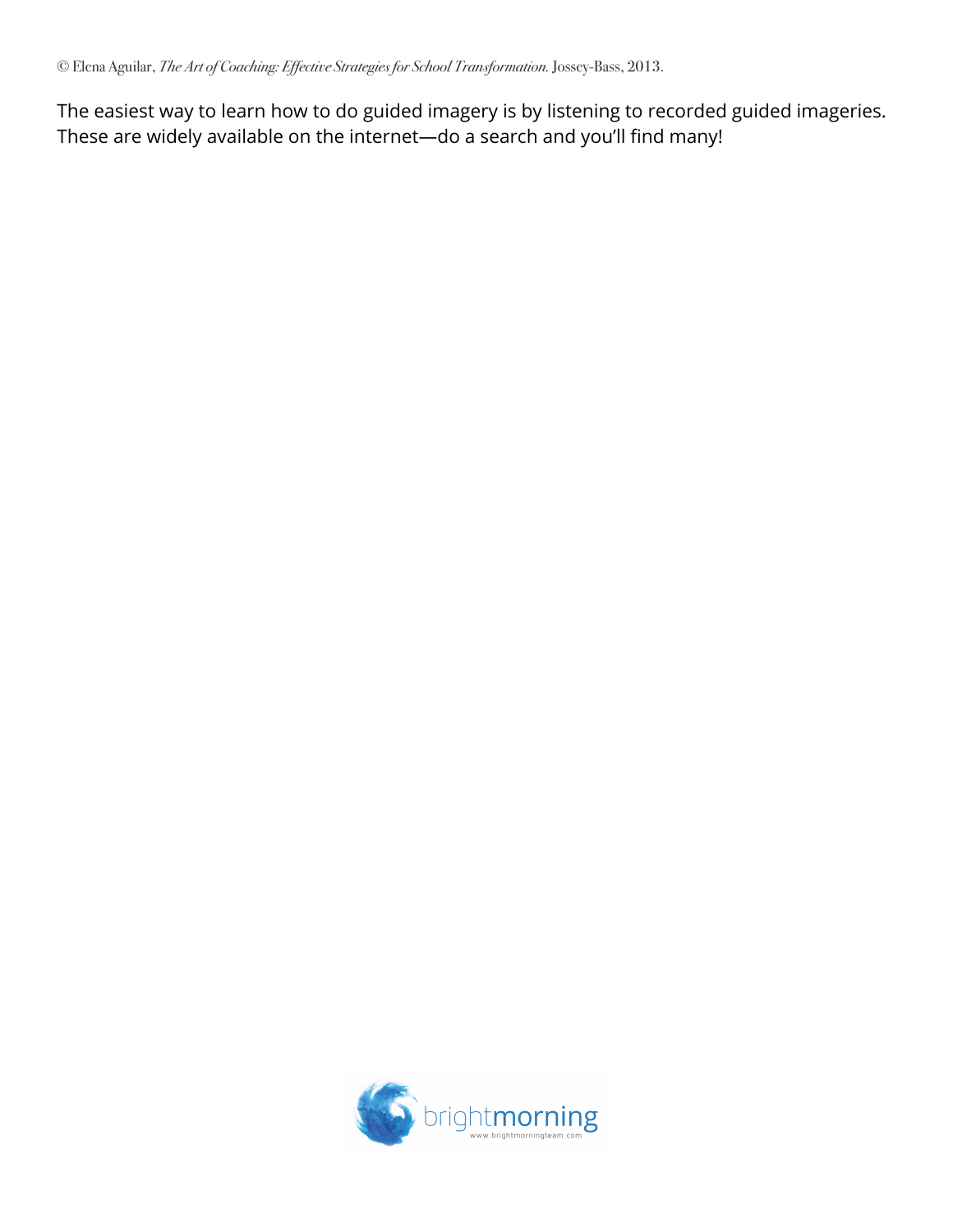© Elena Aguilar, *The Art of Coaching: Effective Strategies for School Transformation.* Jossey-Bass, 2013.

The easiest way to learn how to do guided imagery is by listening to recorded guided imageries. These are widely available on the internet—do a search and you'll find many!

brightmorning
www.brightmorningteam.com